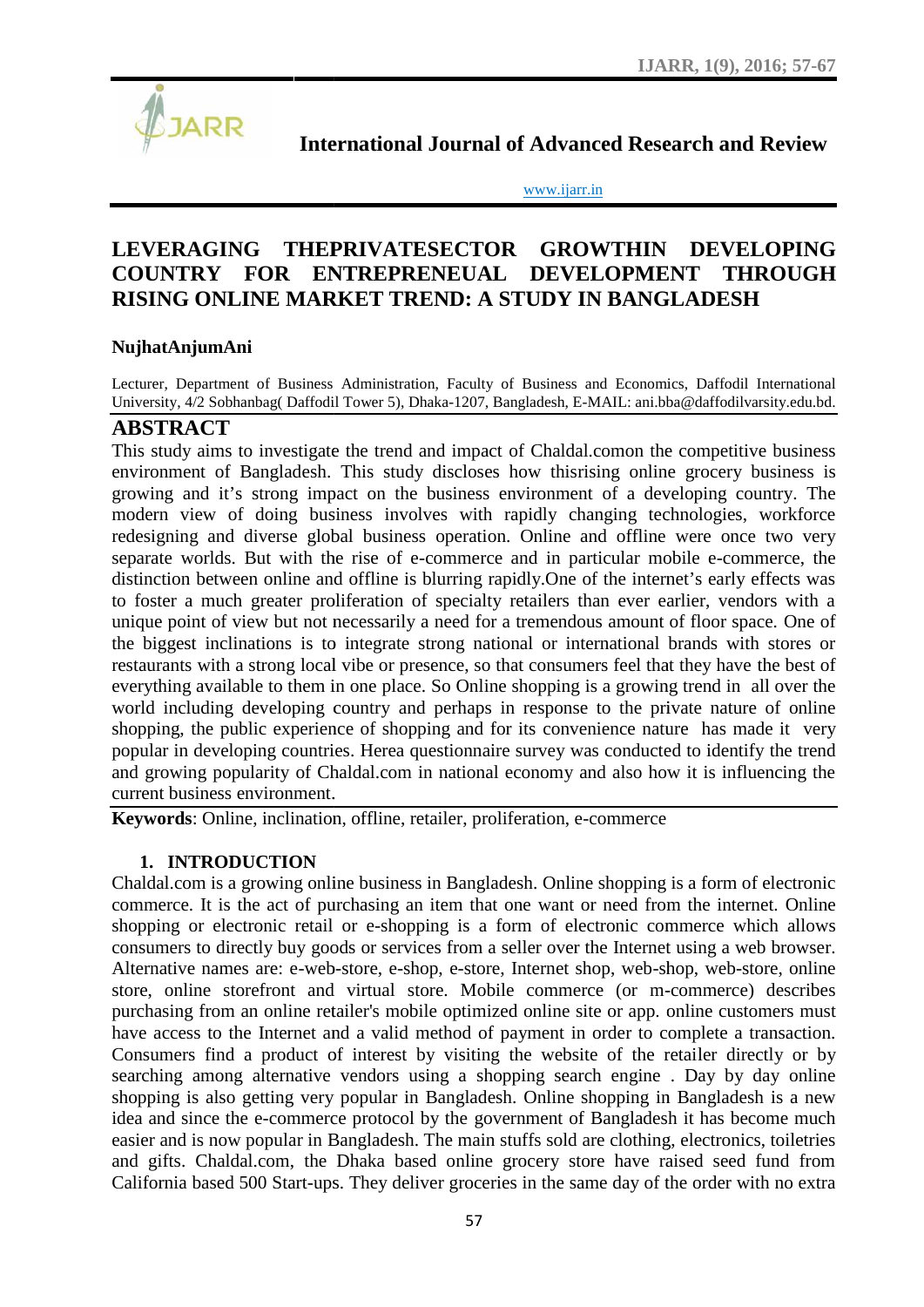# International Journal of Advanced Research and Review

www.ijarr.in

# LEVERAGING THEPRIVATESECTOR GROWTHIN DEVELOPING COUNTRY FOR ENTREPRENEUAL DEVELOPMENT THROUGH RISING ONLINE MARKET TREND: A STUDY IN BANGLADESH

**NujhatAnjumAni**

Lecturer, Department of Business Administration, Faculty of Business and Economics, Daffodil International University, 4/2 Sobhanbag( Daffodil Tower 5), Dhaka-1207, Bangladesh, E-MAIL: ani.bba@daffodilvarsity.edu.bd.

## ABSTRACT

This study aims to investigate the trend and impact of Chaldal.comon the competitive business environment of Bangladesh. This study discloses how thisrising online grocery business is growing and it's strong impact on the business environment of a developing country. The modern view of doing business involves with rapidly changing technologies, workforce redesigning and diverse global business operation. Online and offline were once two very separate worlds. But with the rise of e-commerce and in particular mobile e-commerce, the distinction between online and offline is blurring rapidly.One of the internet's early effects was to foster a much greater proliferation of specialty retailers than ever earlier, vendors with a unique point of view but not necessarily a need for a tremendous amount of floor space. One of the biggest inclinations is to integrate strong national or international brands with stores or restaurants with a strong local vibe or presence, so that consumers feel that they have the best of everything available to them in one place. So Online shopping is a growing trend in all over the world including developing country and perhaps in response to the private nature of online shopping, the public experience of shopping and for its convenience nature has made it very popular in developing countries. Herea questionnaire survey was conducted to identify the trend and growing popularity of Chaldal.com in national economy and also how it is influencing the current business environment.

**Keywords**: Online, inclination, offline, retailer, proliferation, e-commerce

## 1. INTRODUCTION

Chaldal.com is a growing online business in Bangladesh. Online shopping is a form of electronic commerce. It is the act of purchasing an item that one want or need from the internet. Online shopping or electronic retail or e-shopping is a form of electronic commerce which allows consumers to directly buy goods or services from a seller over the Internet using a web browser. Alternative names are: e-web-store, e-shop, e-store, Internet shop, web-shop, web-store, online store, online storefront and virtual store. Mobile commerce (or m-commerce) describes purchasing from an online retailer's mobile optimized online site or app. online customers must have access to the Internet and a valid method of payment in order to complete a transaction. Consumers find a product of interest by visiting the website of the retailer directly or by searching among alternative vendors using a shopping search engine . Day by day online shopping is also getting very popular in Bangladesh. Online shopping in Bangladesh is a new idea and since the e-commerce protocol by the government of Bangladesh it has become much easier and is now popular in Bangladesh. The main stuffs sold are clothing, electronics, toiletries and gifts. Chaldal.com, the Dhaka based online grocery store have raised seed fund from California based 500 Start-ups. They deliver groceries in the same day of the order with no extra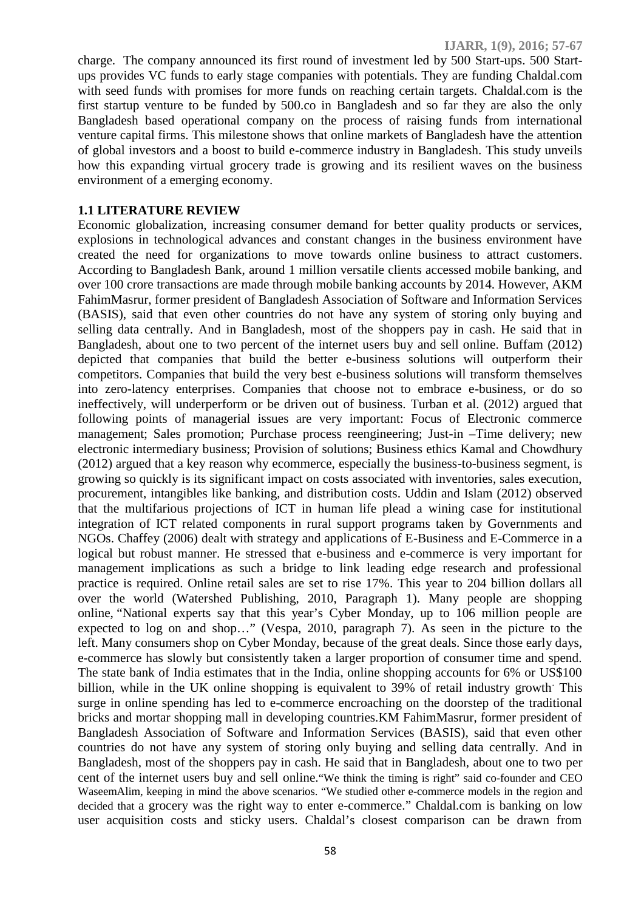charge. The company announced its first round of investment led by 500 Start-ups. 500 Start-ups provides VC funds to early stage companies with potentials. They are funding Chaldal.com with seed funds with promises for more funds on reaching certain targets. Chaldal.com is the first startup venture to be funded by 500.co in Bangladesh and so far they are also the only Bangladesh based operational company on the process of raising funds from international venture capital firms. This milestone shows that online markets of Bangladesh have the attention of global investors and a boost to build e-commerce industry in Bangladesh. This study unveils how this expanding virtual grocery trade is growing and its resilient waves on the business environment of a emerging economy.

## 1.1 LITERATURE REVIEW

Economic globalization, increasing consumer demand for better quality products or services, explosions in technological advances and constant changes in the business environment have created the need for organizations to move towards online business to attract customers. According to Bangladesh Bank, around 1 million versatile clients accessed mobile banking, and over 100 crore transactions are made through mobile banking accounts by 2014. However, AKM FahimMasrur, former president of Bangladesh Association of Software and Information Services (BASIS), said that even other countries do not have any system of storing only buying and selling data centrally. And in Bangladesh, most of the shoppers pay in cash. He said that in Bangladesh, about one to two percent of the internet users buy and sell online. Buffam (2012) depicted that companies that build the better e-business solutions will outperform their competitors. Companies that build the very best e-business solutions will transform themselves into zero-latency enterprises. Companies that choose not to embrace e-business, or do so ineffectively, will underperform or be driven out of business. Turban et al. (2012) argued that following points of managerial issues are very important: Focus of Electronic commerce management; Sales promotion; Purchase process reengineering; Just-in –Time delivery; new electronic intermediary business; Provision of solutions; Business ethics Kamal and Chowdhury (2012) argued that a key reason why ecommerce, especially the business-to-business segment, is growing so quickly is its significant impact on costs associated with inventories, sales execution, procurement, intangibles like banking, and distribution costs. Uddin and Islam (2012) observed that the multifarious projections of ICT in human life plead a wining case for institutional integration of ICT related components in rural support programs taken by Governments and NGOs. Chaffey (2006) dealt with strategy and applications of E-Business and E-Commerce in a logical but robust manner. He stressed that e-business and e-commerce is very important for management implications as such a bridge to link leading edge research and professional practice is required. Online retail sales are set to rise 17%. This year to 204 billion dollars all over the world (Watershed Publishing, 2010, Paragraph 1). Many people are shopping online, "National experts say that this year's Cyber Monday, up to 106 million people are expected to log on and shop…" (Vespa, 2010, paragraph 7). As seen in the picture to the left. Many consumers shop on Cyber Monday, because of the great deals. Since those early days, e-commerce has slowly but consistently taken a larger proportion of consumer time and spend. The state bank of India estimates that in the India, online shopping accounts for 6% or US$100 billion, while in the UK online shopping is equivalent to 39% of retail industry growth. This surge in online spending has led to e-commerce encroaching on the doorstep of the traditional bricks and mortar shopping mall in developing countries.KM FahimMasrur, former president of Bangladesh Association of Software and Information Services (BASIS), said that even other countries do not have any system of storing only buying and selling data centrally. And in Bangladesh, most of the shoppers pay in cash. He said that in Bangladesh, about one to two per cent of the internet users buy and sell online."We think the timing is right" said co-founder and CEO WaseemAlim, keeping in mind the above scenarios. "We studied other e-commerce models in the region and decided that a grocery was the right way to enter e-commerce." Chaldal.com is banking on low user acquisition costs and sticky users. Chaldal's closest comparison can be drawn from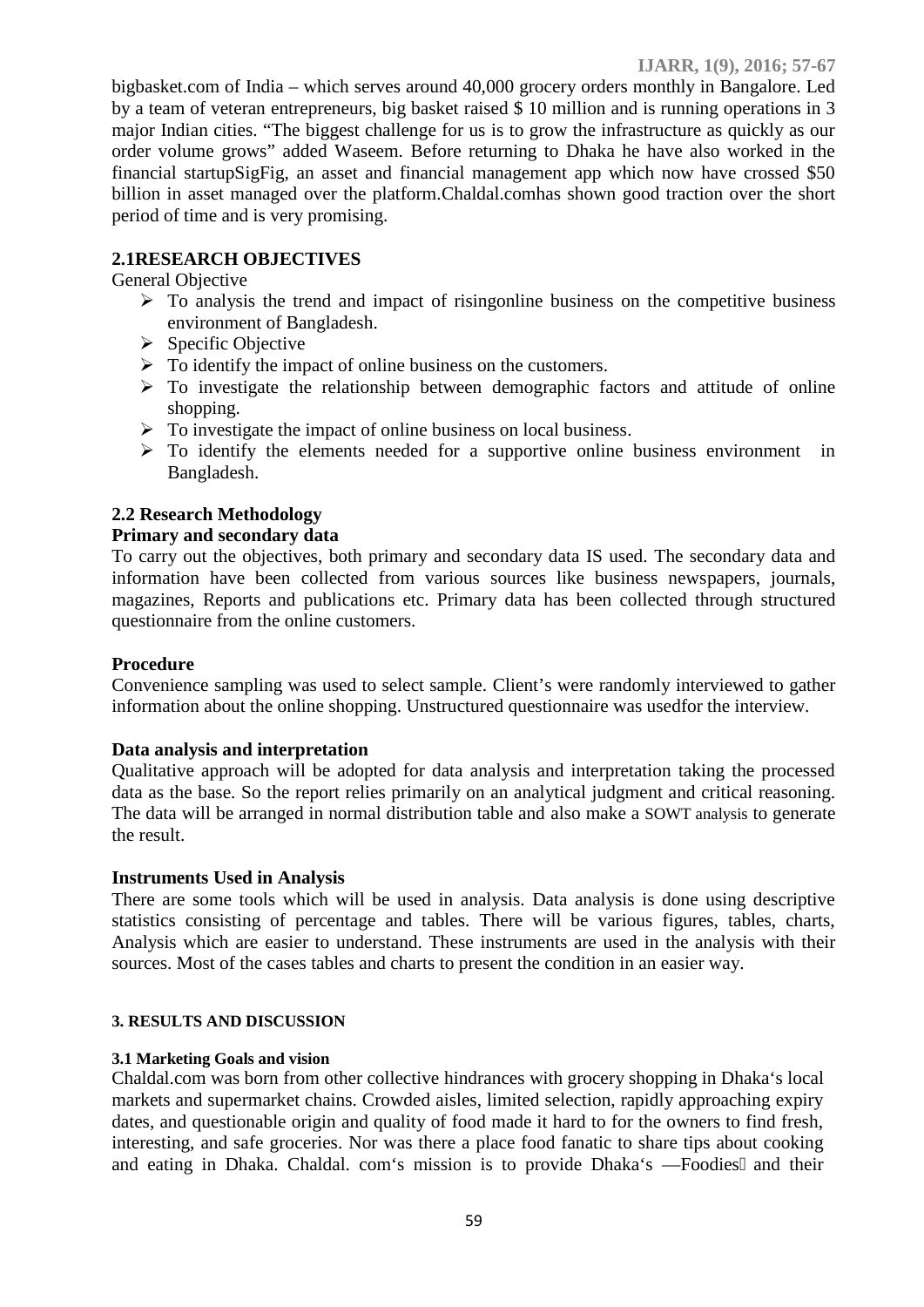bigbasket.com of India – which serves around 40,000 grocery orders monthly in Bangalore. Led by a team of veteran entrepreneurs, big basket raised $ 10 million and is running operations in 3 major Indian cities. "The biggest challenge for us is to grow the infrastructure as quickly as our order volume grows" added Waseem. Before returning to Dhaka he have also worked in the financial startupSigFig, an asset and financial management app which now have crossed $50 billion in asset managed over the platform.Chaldal.comhas shown good traction over the short period of time and is very promising.

## 2.1RESEARCH OBJECTIVES

General Objective

- To analysis the trend and impact of risingonline business on the competitive business environment of Bangladesh.
- Specific Objective
- To identify the impact of online business on the customers.
- To investigate the relationship between demographic factors and attitude of online shopping.
- To investigate the impact of online business on local business.
- To identify the elements needed for a supportive online business environment in Bangladesh.

## 2.2 Research Methodology

### Primary and secondary data

To carry out the objectives, both primary and secondary data IS used. The secondary data and information have been collected from various sources like business newspapers, journals, magazines, Reports and publications etc. Primary data has been collected through structured questionnaire from the online customers.

### Procedure

Convenience sampling was used to select sample. Client's were randomly interviewed to gather information about the online shopping. Unstructured questionnaire was usedfor the interview.

### Data analysis and interpretation

Qualitative approach will be adopted for data analysis and interpretation taking the processed data as the base. So the report relies primarily on an analytical judgment and critical reasoning. The data will be arranged in normal distribution table and also make a SOWT analysis to generate the result.

### Instruments Used in Analysis

There are some tools which will be used in analysis. Data analysis is done using descriptive statistics consisting of percentage and tables. There will be various figures, tables, charts, Analysis which are easier to understand. These instruments are used in the analysis with their sources. Most of the cases tables and charts to present the condition in an easier way.

# 3. RESULTS AND DISCUSSION

## 3.1 Marketing Goals and vision

Chaldal.com was born from other collective hindrances with grocery shopping in Dhaka's local markets and supermarket chains. Crowded aisles, limited selection, rapidly approaching expiry dates, and questionable origin and quality of food made it hard to for the owners to find fresh, interesting, and safe groceries. Nor was there a place food fanatic to share tips about cooking and eating in Dhaka. Chaldal. com's mission is to provide Dhaka's —Foodies and their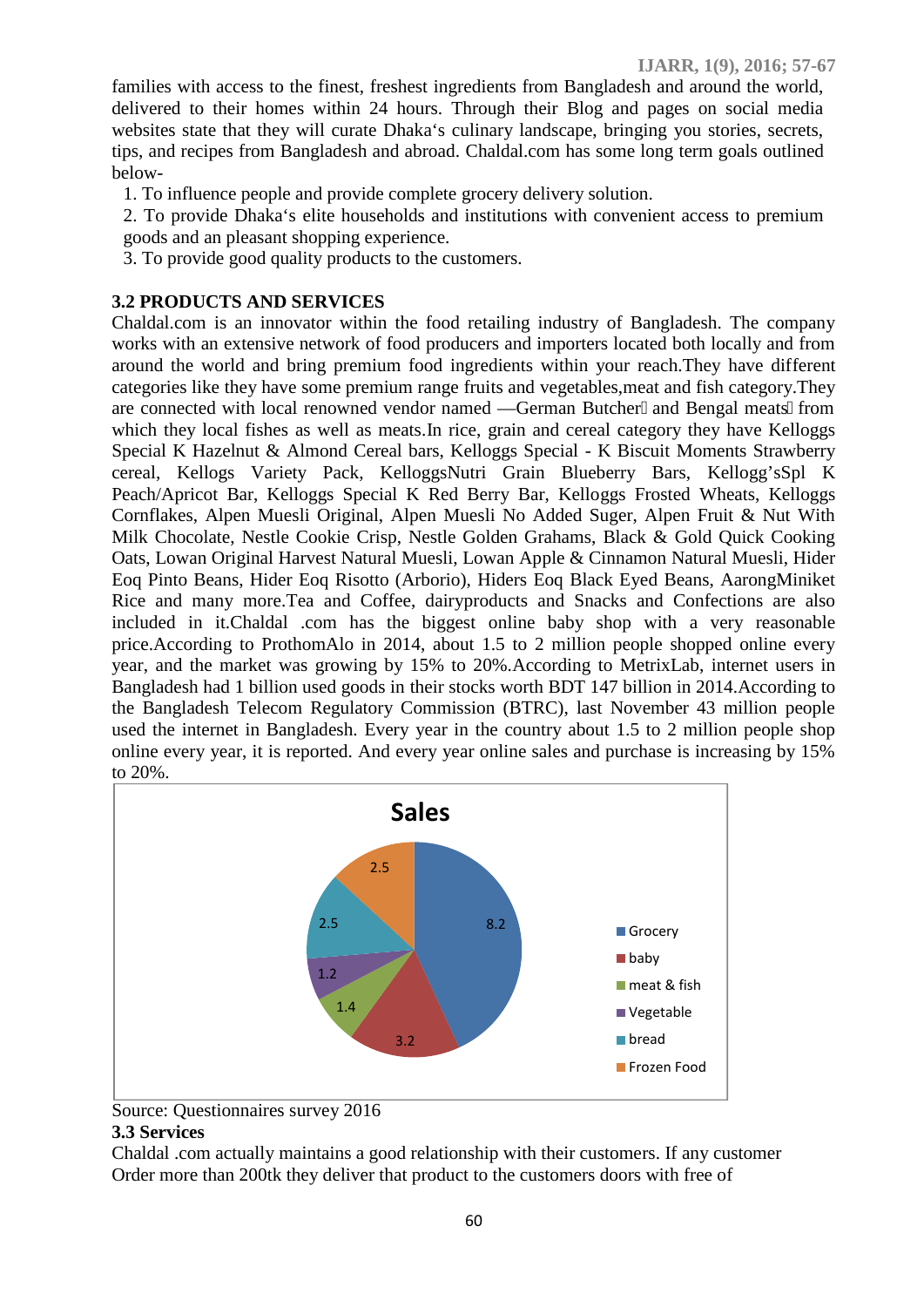families with access to the finest, freshest ingredients from Bangladesh and around the world, delivered to their homes within 24 hours. Through their Blog and pages on social media websites state that they will curate Dhaka‘s culinary landscape, bringing you stories, secrets, tips, and recipes from Bangladesh and abroad. Chaldal.com has some long term goals outlined below-

1. To influence people and provide complete grocery delivery solution.
2. To provide Dhaka‘s elite households and institutions with convenient access to premium goods and an pleasant shopping experience.
3. To provide good quality products to the customers.

### 3.2 PRODUCTS AND SERVICES

Chaldal.com is an innovator within the food retailing industry of Bangladesh. The company works with an extensive network of food producers and importers located both locally and from around the world and bring premium food ingredients within your reach.They have different categories like they have some premium range fruits and vegetables,meat and fish category.They are connected with local renowned vendor named —German Butcher and Bengal meats from which they local fishes as well as meats.In rice, grain and cereal category they have Kelloggs Special K Hazelnut & Almond Cereal bars, Kelloggs Special - K Biscuit Moments Strawberry cereal, Kellogs Variety Pack, KelloggsNutri Grain Blueberry Bars, Kellogg'sSpl K Peach/Apricot Bar, Kelloggs Special K Red Berry Bar, Kelloggs Frosted Wheats, Kelloggs Cornflakes, Alpen Muesli Original, Alpen Muesli No Added Suger, Alpen Fruit & Nut With Milk Chocolate, Nestle Cookie Crisp, Nestle Golden Grahams, Black & Gold Quick Cooking Oats, Lowan Original Harvest Natural Muesli, Lowan Apple & Cinnamon Natural Muesli, Hider Eoq Pinto Beans, Hider Eoq Risotto (Arborio), Hiders Eoq Black Eyed Beans, AarongMiniket Rice and many more.Tea and Coffee, dairyproducts and Snacks and Confections are also included in it.Chaldal .com has the biggest online baby shop with a very reasonable price.According to ProthomAlo in 2014, about 1.5 to 2 million people shopped online every year, and the market was growing by 15% to 20%.According to MetrixLab, internet users in Bangladesh had 1 billion used goods in their stocks worth BDT 147 billion in 2014.According to the Bangladesh Telecom Regulatory Commission (BTRC), last November 43 million people used the internet in Bangladesh. Every year in the country about 1.5 to 2 million people shop online every year, it is reported. And every year online sales and purchase is increasing by 15% to 20%.

**Sales**

| Category | Value |
| --- | --- |
| Grocery | 8.2 |
| baby | 3.2 |
| meat & fish | 1.4 |
| Vegetable | 1.2 |
| bread | 2.5 |
| Frozen Food | 2.5 |

Source: Questionnaires survey 2016

### 3.3 Services

Chaldal .com actually maintains a good relationship with their customers. If any customer Order more than 200tk they deliver that product to the customers doors with free of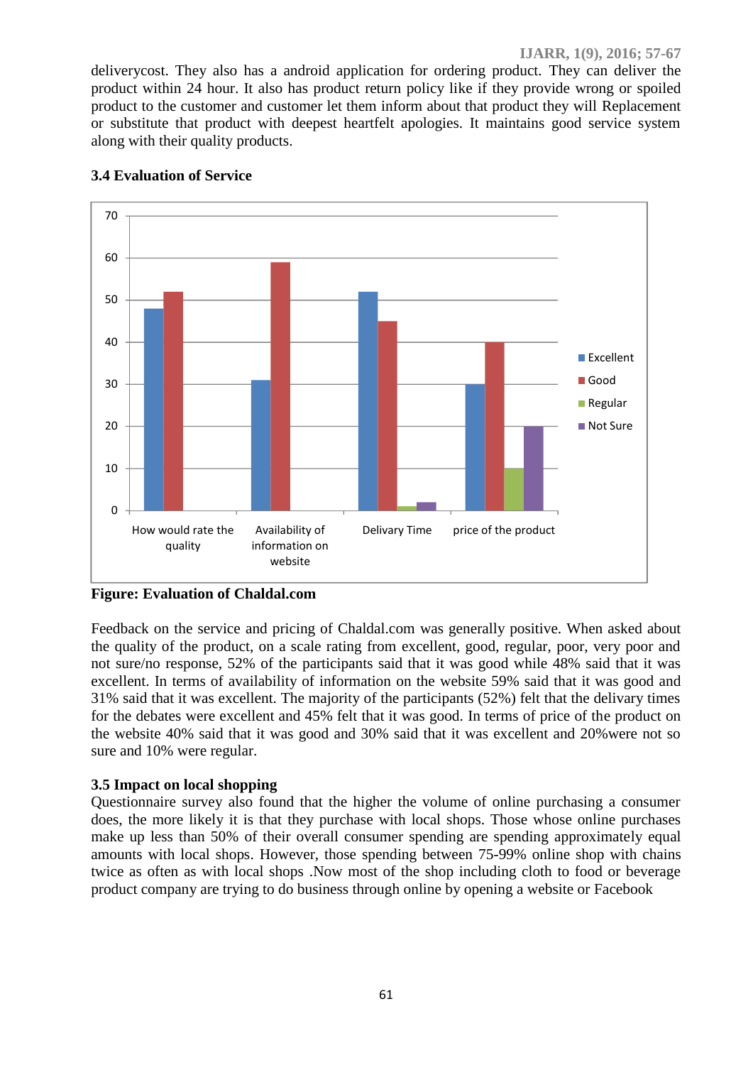deliverycost. They also has a android application for ordering product. They can deliver the product within 24 hour. It also has product return policy like if they provide wrong or spoiled product to the customer and customer let them inform about that product they will Replacement or substitute that product with deepest heartfelt apologies. It maintains good service system along with their quality products.

### 3.4 Evaluation of Service

**Figure: Evaluation of Chaldal.com**

Feedback on the service and pricing of Chaldal.com was generally positive. When asked about the quality of the product, on a scale rating from excellent, good, regular, poor, very poor and not sure/no response, 52% of the participants said that it was good while 48% said that it was excellent. In terms of availability of information on the website 59% said that it was good and 31% said that it was excellent. The majority of the participants (52%) felt that the delivary times for the debates were excellent and 45% felt that it was good. In terms of price of the product on the website 40% said that it was good and 30% said that it was excellent and 20%were not so sure and 10% were regular.

### 3.5 Impact on local shopping

Questionnaire survey also found that the higher the volume of online purchasing a consumer does, the more likely it is that they purchase with local shops. Those whose online purchases make up less than 50% of their overall consumer spending are spending approximately equal amounts with local shops. However, those spending between 75-99% online shop with chains twice as often as with local shops .Now most of the shop including cloth to food or beverage product company are trying to do business through online by opening a website or Facebook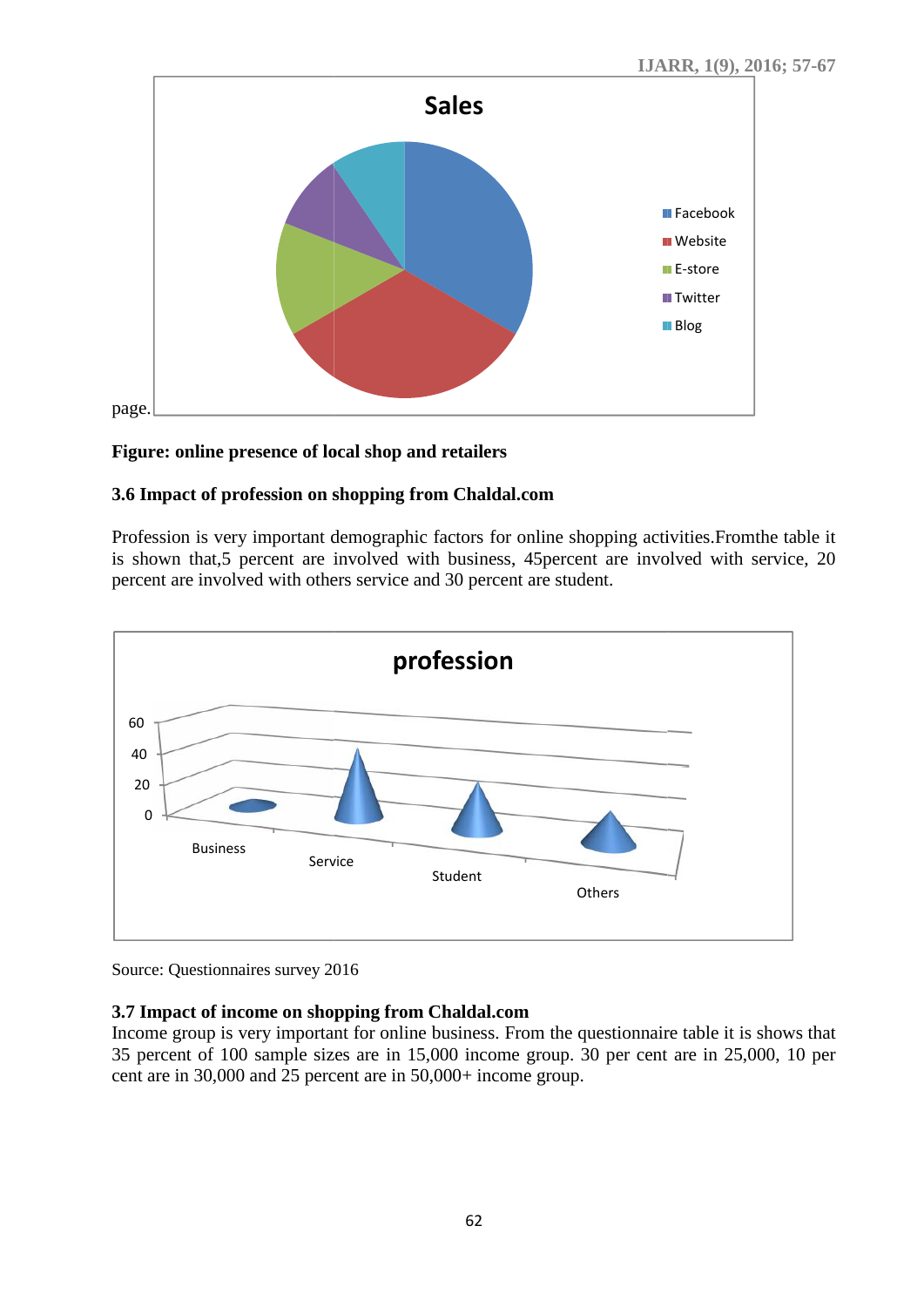page.

**Figure: online presence of local shop and retailers**

### 3.6 Impact of profession on shopping from Chaldal.com

Profession is very important demographic factors for online shopping activities.Fromthe table it is shown that,5 percent are involved with business, 45percent are involved with service, 20 percent are involved with others service and 30 percent are student.

Source: Questionnaires survey 2016

### 3.7 Impact of income on shopping from Chaldal.com

Income group is very important for online business. From the questionnaire table it is shows that 35 percent of 100 sample sizes are in 15,000 income group. 30 per cent are in 25,000, 10 per cent are in 30,000 and 25 percent are in 50,000+ income group.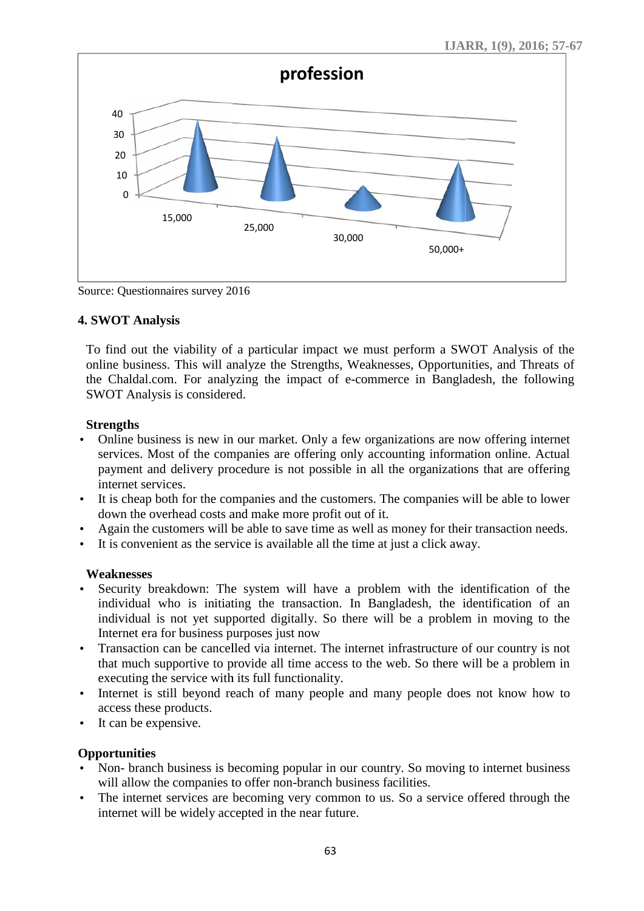Source: Questionnaires survey 2016

### 4. SWOT Analysis

To find out the viability of a particular impact we must perform a SWOT Analysis of the online business. This will analyze the Strengths, Weaknesses, Opportunities, and Threats of the Chaldal.com. For analyzing the impact of e-commerce in Bangladesh, the following SWOT Analysis is considered.

**Strengths**

- Online business is new in our market. Only a few organizations are now offering internet services. Most of the companies are offering only accounting information online. Actual payment and delivery procedure is not possible in all the organizations that are offering internet services.
- It is cheap both for the companies and the customers. The companies will be able to lower down the overhead costs and make more profit out of it.
- Again the customers will be able to save time as well as money for their transaction needs.
- It is convenient as the service is available all the time at just a click away.

**Weaknesses**

- Security breakdown: The system will have a problem with the identification of the individual who is initiating the transaction. In Bangladesh, the identification of an individual is not yet supported digitally. So there will be a problem in moving to the Internet era for business purposes just now
- Transaction can be cancelled via internet. The internet infrastructure of our country is not that much supportive to provide all time access to the web. So there will be a problem in executing the service with its full functionality.
- Internet is still beyond reach of many people and many people does not know how to access these products.
- It can be expensive.

**Opportunities**

- Non- branch business is becoming popular in our country. So moving to internet business will allow the companies to offer non-branch business facilities.
- The internet services are becoming very common to us. So a service offered through the internet will be widely accepted in the near future.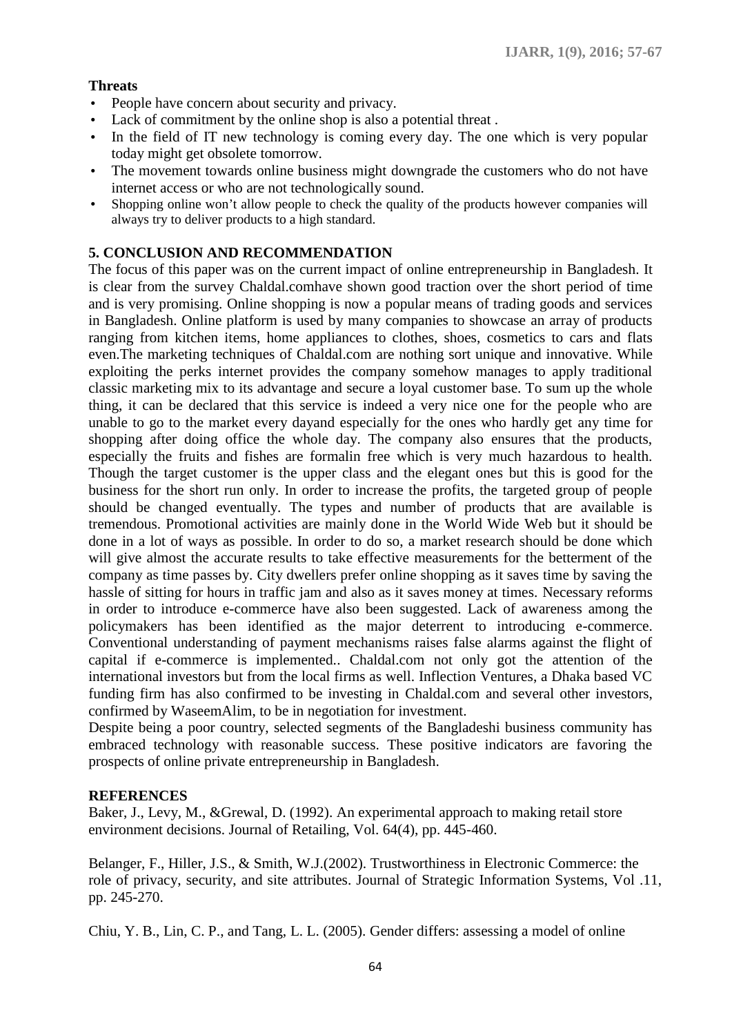**Threats**

- People have concern about security and privacy.
- Lack of commitment by the online shop is also a potential threat .
- In the field of IT new technology is coming every day. The one which is very popular today might get obsolete tomorrow.
- The movement towards online business might downgrade the customers who do not have internet access or who are not technologically sound.
- Shopping online won't allow people to check the quality of the products however companies will always try to deliver products to a high standard.

## 5. CONCLUSION AND RECOMMENDATION

The focus of this paper was on the current impact of online entrepreneurship in Bangladesh. It is clear from the survey Chaldal.comhave shown good traction over the short period of time and is very promising. Online shopping is now a popular means of trading goods and services in Bangladesh. Online platform is used by many companies to showcase an array of products ranging from kitchen items, home appliances to clothes, shoes, cosmetics to cars and flats even.The marketing techniques of Chaldal.com are nothing sort unique and innovative. While exploiting the perks internet provides the company somehow manages to apply traditional classic marketing mix to its advantage and secure a loyal customer base. To sum up the whole thing, it can be declared that this service is indeed a very nice one for the people who are unable to go to the market every dayand especially for the ones who hardly get any time for shopping after doing office the whole day. The company also ensures that the products, especially the fruits and fishes are formalin free which is very much hazardous to health. Though the target customer is the upper class and the elegant ones but this is good for the business for the short run only. In order to increase the profits, the targeted group of people should be changed eventually. The types and number of products that are available is tremendous. Promotional activities are mainly done in the World Wide Web but it should be done in a lot of ways as possible. In order to do so, a market research should be done which will give almost the accurate results to take effective measurements for the betterment of the company as time passes by. City dwellers prefer online shopping as it saves time by saving the hassle of sitting for hours in traffic jam and also as it saves money at times. Necessary reforms in order to introduce e-commerce have also been suggested. Lack of awareness among the policymakers has been identified as the major deterrent to introducing e-commerce. Conventional understanding of payment mechanisms raises false alarms against the flight of capital if e-commerce is implemented.. Chaldal.com not only got the attention of the international investors but from the local firms as well. Inflection Ventures, a Dhaka based VC funding firm has also confirmed to be investing in Chaldal.com and several other investors, confirmed by WaseemAlim, to be in negotiation for investment.

Despite being a poor country, selected segments of the Bangladeshi business community has embraced technology with reasonable success. These positive indicators are favoring the prospects of online private entrepreneurship in Bangladesh.

## REFERENCES

Baker, J., Levy, M., &Grewal, D. (1992). An experimental approach to making retail store environment decisions. Journal of Retailing, Vol. 64(4), pp. 445-460.

Belanger, F., Hiller, J.S., & Smith, W.J.(2002). Trustworthiness in Electronic Commerce: the role of privacy, security, and site attributes. Journal of Strategic Information Systems, Vol .11, pp. 245-270.

Chiu, Y. B., Lin, C. P., and Tang, L. L. (2005). Gender differs: assessing a model of online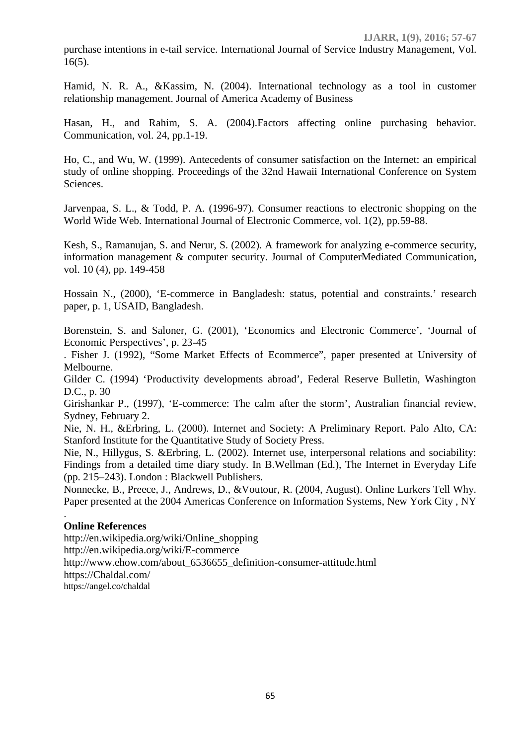purchase intentions in e-tail service. International Journal of Service Industry Management, Vol. 16(5).

Hamid, N. R. A., &Kassim, N. (2004). International technology as a tool in customer relationship management. Journal of America Academy of Business

Hasan, H., and Rahim, S. A. (2004).Factors affecting online purchasing behavior. Communication, vol. 24, pp.1-19.

Ho, C., and Wu, W. (1999). Antecedents of consumer satisfaction on the Internet: an empirical study of online shopping. Proceedings of the 32nd Hawaii International Conference on System Sciences.

Jarvenpaa, S. L., & Todd, P. A. (1996-97). Consumer reactions to electronic shopping on the World Wide Web. International Journal of Electronic Commerce, vol. 1(2), pp.59-88.

Kesh, S., Ramanujan, S. and Nerur, S. (2002). A framework for analyzing e-commerce security, information management & computer security. Journal of ComputerMediated Communication, vol. 10 (4), pp. 149-458

Hossain N., (2000), 'E-commerce in Bangladesh: status, potential and constraints.' research paper, p. 1, USAID, Bangladesh.

Borenstein, S. and Saloner, G. (2001), 'Economics and Electronic Commerce', 'Journal of Economic Perspectives', p. 23-45

. Fisher J. (1992), "Some Market Effects of Ecommerce", paper presented at University of Melbourne.

Gilder C. (1994) 'Productivity developments abroad', Federal Reserve Bulletin, Washington D.C., p. 30

Girishankar P., (1997), 'E-commerce: The calm after the storm', Australian financial review, Sydney, February 2.

Nie, N. H., &Erbring, L. (2000). Internet and Society: A Preliminary Report. Palo Alto, CA: Stanford Institute for the Quantitative Study of Society Press.

Nie, N., Hillygus, S. &Erbring, L. (2002). Internet use, interpersonal relations and sociability: Findings from a detailed time diary study. In B.Wellman (Ed.), The Internet in Everyday Life (pp. 215–243). London : Blackwell Publishers.

Nonnecke, B., Preece, J., Andrews, D., &Voutour, R. (2004, August). Online Lurkers Tell Why. Paper presented at the 2004 Americas Conference on Information Systems, New York City , NY .

**Online References**

http://en.wikipedia.org/wiki/Online_shopping

http://en.wikipedia.org/wiki/E-commerce

http://www.ehow.com/about_6536655_definition-consumer-attitude.html

https://Chaldal.com/

https://angel.co/chaldal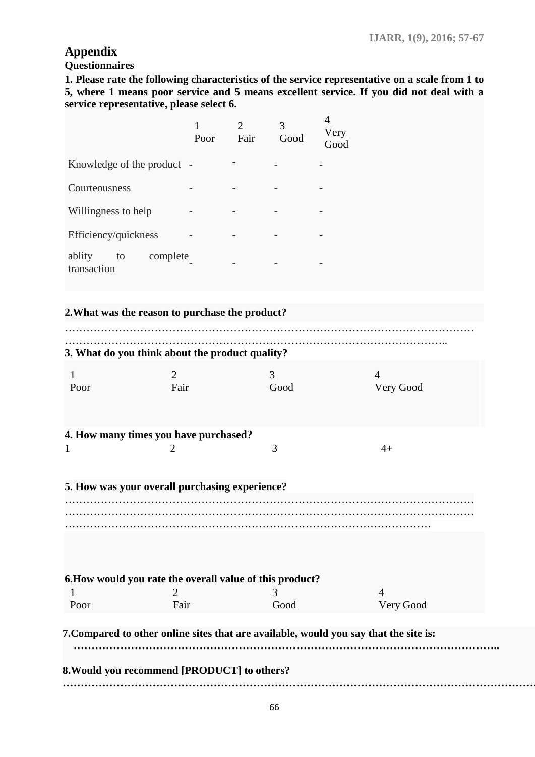# Appendix

**Questionnaires**

**1. Please rate the following characteristics of the service representative on a scale from 1 to 5, where 1 means poor service and 5 means excellent service. If you did not deal with a service representative, please select 6.**

| | 1 Poor | 2 Fair | 3 Good | 4 Very Good |
|---|---|---|---|---|
| Knowledge of the product | - | - | - | - |
| Courteousness | - | - | - | - |
| Willingness to help | - | - | - | - |
| Efficiency/quickness | - | - | - | - |
| ablity to complete transaction | - | - | - | - |

**2.What was the reason to purchase the product?**

…………………………………………………………………………………………………………
……………………………………………………………………………………………………..

**3. What do you think about the product quality?**

| 1 Poor | 2 Fair | 3 Good | 4 Very Good |
|---|---|---|---|

**4. How many times you have purchased?**

| 1 | 2 | 3 | 4+ |
|---|---|---|---|

**5. How was your overall purchasing experience?**

…………………………………………………………………………………………………………
…………………………………………………………………………………………………………
…………………………………………………………………………………………………

**6.How would you rate the overall value of this product?**

| 1 Poor | 2 Fair | 3 Good | 4 Very Good |
|---|---|---|---|

**7.Compared to other online sites that are available, would you say that the site is:**

**………………………………………………………………………………………………………..**

**8.Would you recommend [PRODUCT] to others?**

**…………………………………………………………………………………………………………………**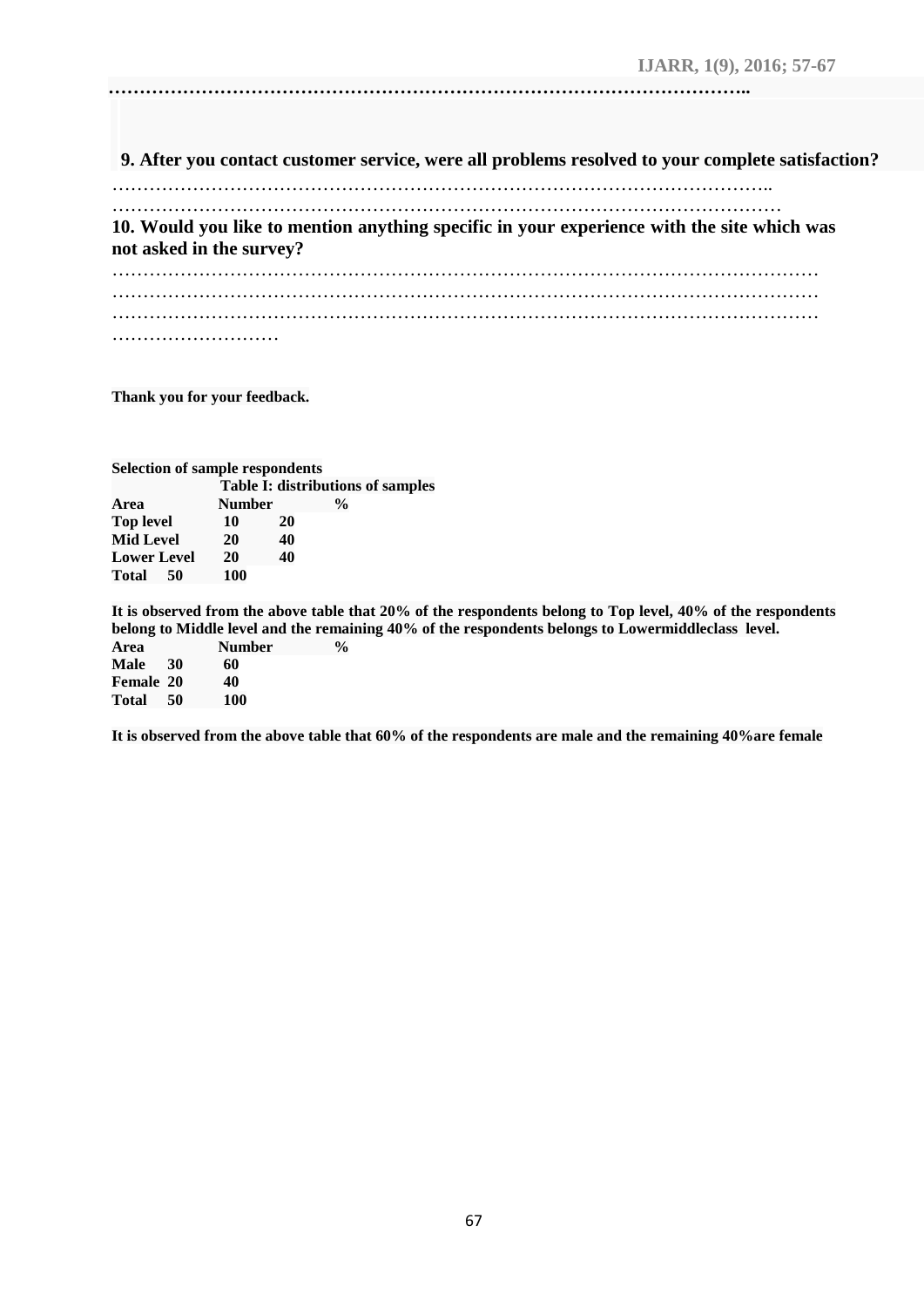**9. After you contact customer service, were all problems resolved to your complete satisfaction?**

……………………………………………………………………………………………..

……………………………………………………………………………………………

**10. Would you like to mention anything specific in your experience with the site which was not asked in the survey?**

…………………………………………………………………………………………………

…………………………………………………………………………………………………

…………………………………………………………………………………………………

………………………

**Thank you for your feedback.**

**Selection of sample respondents**

**Table I: distributions of samples**

| Area | Number | % |
|---|---|---|
| Top level | 10 | 20 |
| Mid Level | 20 | 40 |
| Lower Level | 20 | 40 |
| Total | 50 | 100 |

**It is observed from the above table that 20% of the respondents belong to Top level, 40% of the respondents belong to Middle level and the remaining 40% of the respondents belongs to Lowermiddleclass level.**

| Area | Number | % |
|---|---|---|
| Male | 30 | 60 |
| Female | 20 | 40 |
| Total | 50 | 100 |

**It is observed from the above table that 60% of the respondents are male and the remaining 40%are female**